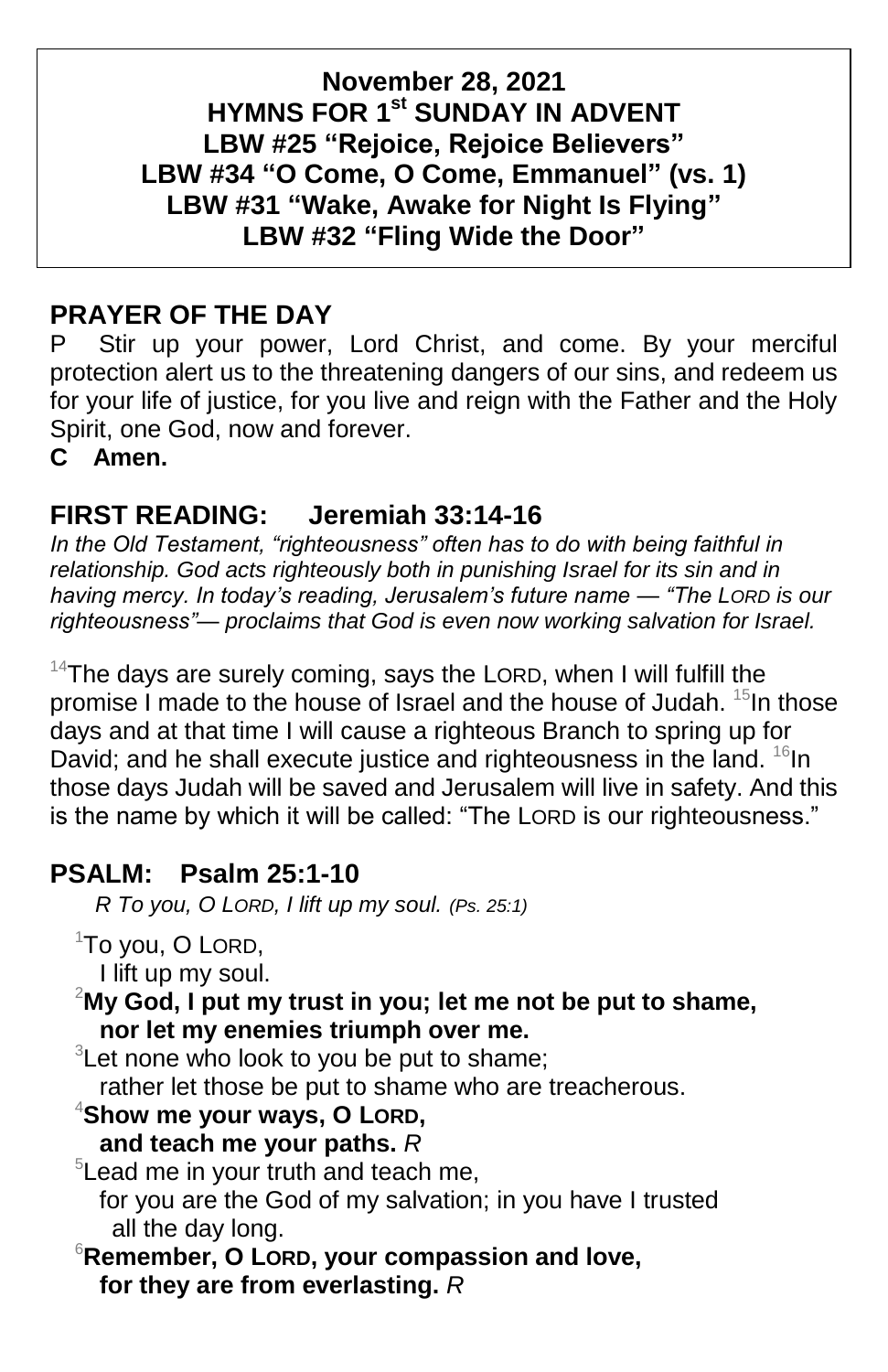**November 28, 2021**
**HYMNS FOR 1st SUNDAY IN ADVENT**
**LBW #25 "Rejoice, Rejoice Believers"**
**LBW #34 "O Come, O Come, Emmanuel" (vs. 1)**
**LBW #31 "Wake, Awake for Night Is Flying"**
**LBW #32 "Fling Wide the Door"**

## PRAYER OF THE DAY

P Stir up your power, Lord Christ, and come. By your merciful protection alert us to the threatening dangers of our sins, and redeem us for your life of justice, for you live and reign with the Father and the Holy Spirit, one God, now and forever.

**C Amen.**

## FIRST READING: Jeremiah 33:14-16

*In the Old Testament, "righteousness" often has to do with being faithful in relationship. God acts righteously both in punishing Israel for its sin and in having mercy. In today's reading, Jerusalem's future name — "The LORD is our righteousness"— proclaims that God is even now working salvation for Israel.*

[14]The days are surely coming, says the LORD, when I will fulfill the promise I made to the house of Israel and the house of Judah. [15]In those days and at that time I will cause a righteous Branch to spring up for David; and he shall execute justice and righteousness in the land. [16]In those days Judah will be saved and Jerusalem will live in safety. And this is the name by which it will be called: "The LORD is our righteousness."

## PSALM: Psalm 25:1-10

*R To you, O LORD, I lift up my soul. (Ps. 25:1)*

[1]To you, O LORD,
I lift up my soul.
[2]**My God, I put my trust in you; let me not be put to shame, nor let my enemies triumph over me.**
[3]Let none who look to you be put to shame;
rather let those be put to shame who are treacherous.
[4]**Show me your ways, O LORD, and teach me your paths.** *R*
[5]Lead me in your truth and teach me,
for you are the God of my salvation; in you have I trusted all the day long.
[6]**Remember, O LORD, your compassion and love, for they are from everlasting.** *R*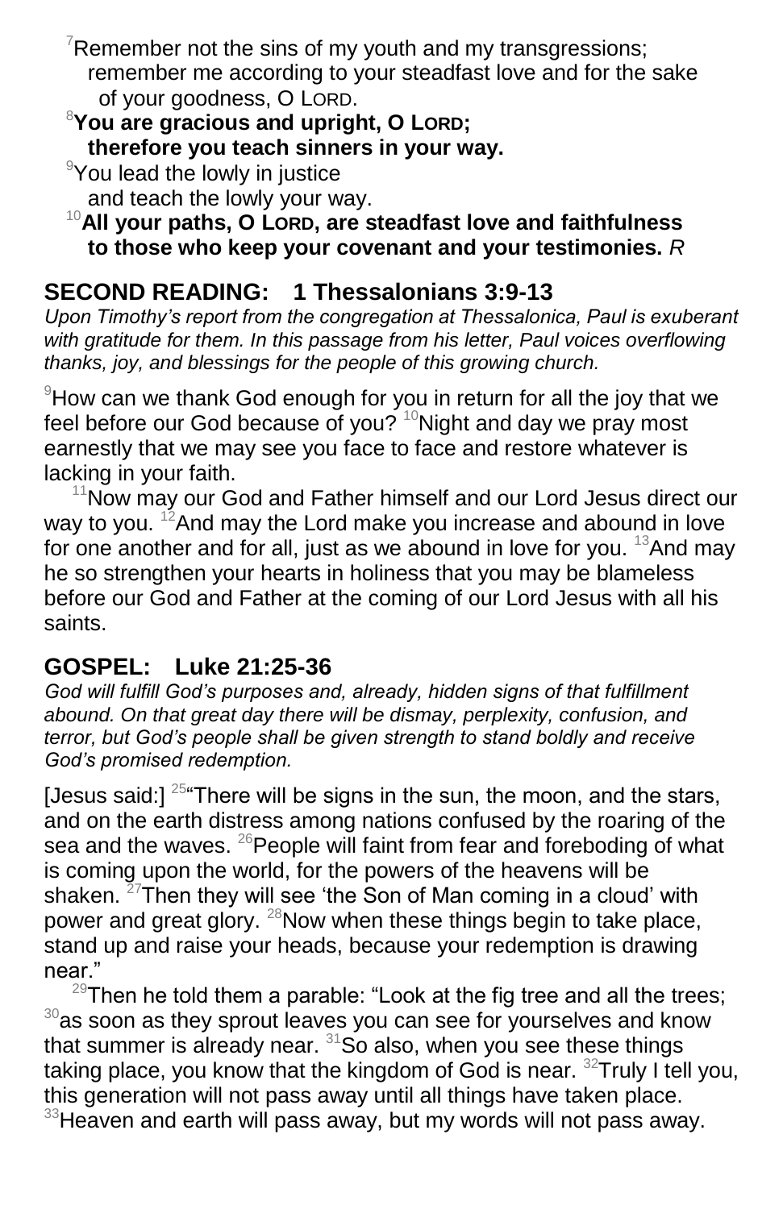[7]Remember not the sins of my youth and my transgressions;
remember me according to your steadfast love and for the sake of your goodness, O LORD.

[8]**You are gracious and upright, O LORD;**
**therefore you teach sinners in your way.**

[9]You lead the lowly in justice
and teach the lowly your way.

[10]**All your paths, O LORD, are steadfast love and faithfulness**
**to those who keep your covenant and your testimonies.** *R*

## SECOND READING: 1 Thessalonians 3:9-13

*Upon Timothy's report from the congregation at Thessalonica, Paul is exuberant with gratitude for them. In this passage from his letter, Paul voices overflowing thanks, joy, and blessings for the people of this growing church.*

[9]How can we thank God enough for you in return for all the joy that we feel before our God because of you? [10]Night and day we pray most earnestly that we may see you face to face and restore whatever is lacking in your faith.

[11]Now may our God and Father himself and our Lord Jesus direct our way to you. [12]And may the Lord make you increase and abound in love for one another and for all, just as we abound in love for you. [13]And may he so strengthen your hearts in holiness that you may be blameless before our God and Father at the coming of our Lord Jesus with all his saints.

## GOSPEL: Luke 21:25-36

*God will fulfill God's purposes and, already, hidden signs of that fulfillment abound. On that great day there will be dismay, perplexity, confusion, and terror, but God's people shall be given strength to stand boldly and receive God's promised redemption.*

[Jesus said:] [25]"There will be signs in the sun, the moon, and the stars, and on the earth distress among nations confused by the roaring of the sea and the waves. [26]People will faint from fear and foreboding of what is coming upon the world, for the powers of the heavens will be shaken. [27]Then they will see 'the Son of Man coming in a cloud' with power and great glory. [28]Now when these things begin to take place, stand up and raise your heads, because your redemption is drawing near."

[29]Then he told them a parable: "Look at the fig tree and all the trees; [30]as soon as they sprout leaves you can see for yourselves and know that summer is already near. [31]So also, when you see these things taking place, you know that the kingdom of God is near. [32]Truly I tell you, this generation will not pass away until all things have taken place. [33]Heaven and earth will pass away, but my words will not pass away.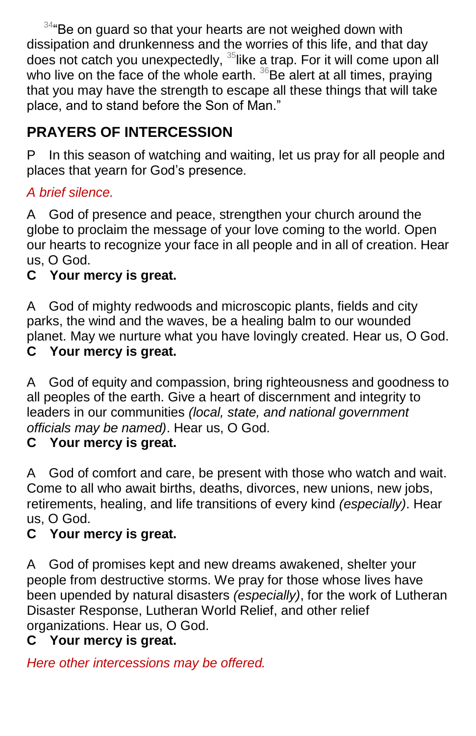[34]"Be on guard so that your hearts are not weighed down with dissipation and drunkenness and the worries of this life, and that day does not catch you unexpectedly, [35]like a trap. For it will come upon all who live on the face of the whole earth. [36]Be alert at all times, praying that you may have the strength to escape all these things that will take place, and to stand before the Son of Man."

## PRAYERS OF INTERCESSION

P In this season of watching and waiting, let us pray for all people and places that yearn for God's presence.

*A brief silence.*

A God of presence and peace, strengthen your church around the globe to proclaim the message of your love coming to the world. Open our hearts to recognize your face in all people and in all of creation. Hear us, O God.
**C Your mercy is great.**

A God of mighty redwoods and microscopic plants, fields and city parks, the wind and the waves, be a healing balm to our wounded planet. May we nurture what you have lovingly created. Hear us, O God.
**C Your mercy is great.**

A God of equity and compassion, bring righteousness and goodness to all peoples of the earth. Give a heart of discernment and integrity to leaders in our communities *(local, state, and national government officials may be named)*. Hear us, O God.
**C Your mercy is great.**

A God of comfort and care, be present with those who watch and wait. Come to all who await births, deaths, divorces, new unions, new jobs, retirements, healing, and life transitions of every kind *(especially)*. Hear us, O God.
**C Your mercy is great.**

A God of promises kept and new dreams awakened, shelter your people from destructive storms. We pray for those whose lives have been upended by natural disasters *(especially)*, for the work of Lutheran Disaster Response, Lutheran World Relief, and other relief organizations. Hear us, O God.
**C Your mercy is great.**

*Here other intercessions may be offered.*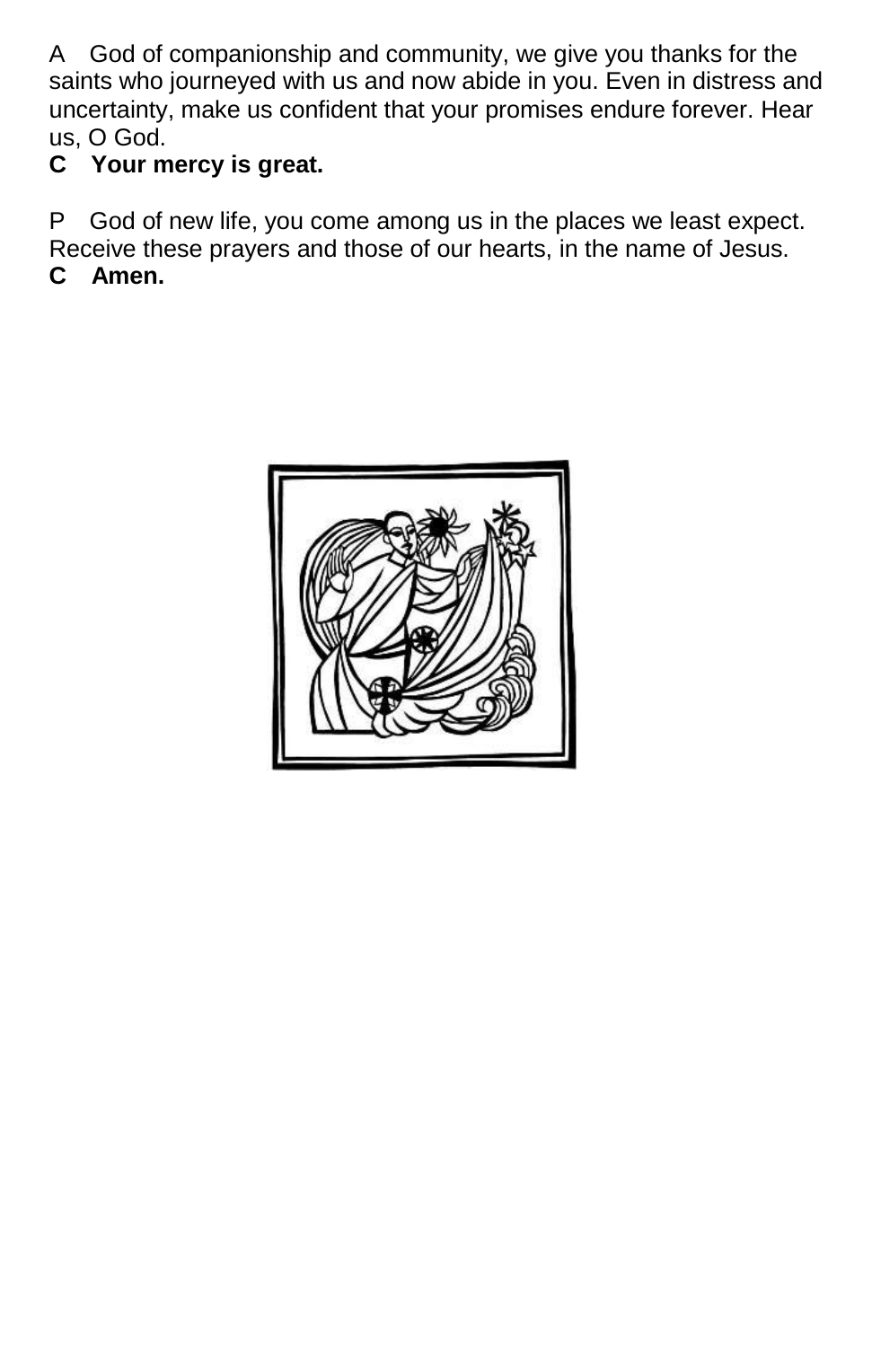A God of companionship and community, we give you thanks for the saints who journeyed with us and now abide in you. Even in distress and uncertainty, make us confident that your promises endure forever. Hear us, O God.

**C Your mercy is great.**

P God of new life, you come among us in the places we least expect. Receive these prayers and those of our hearts, in the name of Jesus.

**C Amen.**